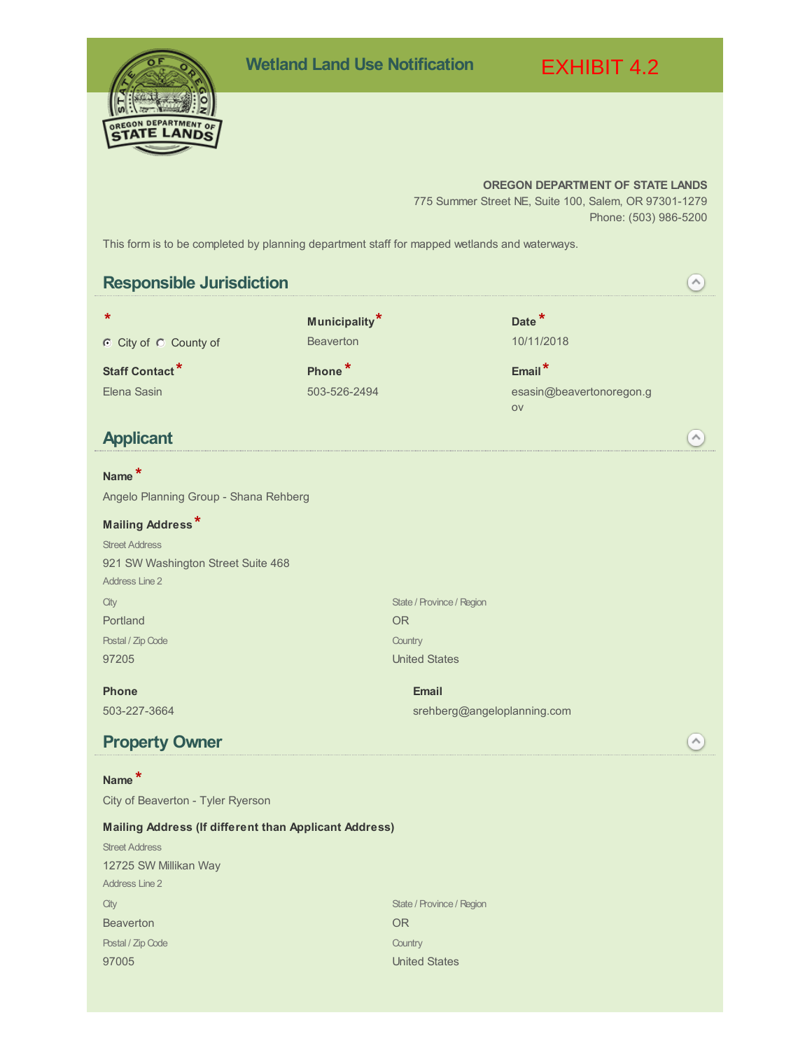# Wetland Land Use Notification

EXHIBIT 4.2

**OREGON DEPARTMENT OF STATE LANDS**
775 Summer Street NE, Suite 100, Salem, OR 97301-1279
Phone: (503) 986-5200

This form is to be completed by planning department staff for mapped wetlands and waterways.

## Responsible Jurisdiction

**\***
(•) City of ( ) County of

**Municipality\***
Beaverton

**Date\***
10/11/2018

**Staff Contact\***
Elena Sasin

**Phone\***
503-526-2494

**Email\***
esasin@beavertonoregon.gov

## Applicant

**Name\***
Angelo Planning Group - Shana Rehberg

**Mailing Address\***

Street Address
921 SW Washington Street Suite 468

Address Line 2

City
Portland

State / Province / Region
OR

Postal / Zip Code
97205

Country
United States

**Phone**
503-227-3664

**Email**
srehberg@angeloplanning.com

## Property Owner

**Name\***
City of Beaverton - Tyler Ryerson

**Mailing Address (If different than Applicant Address)**

Street Address
12725 SW Millikan Way

Address Line 2

City
Beaverton

State / Province / Region
OR

Postal / Zip Code
97005

Country
United States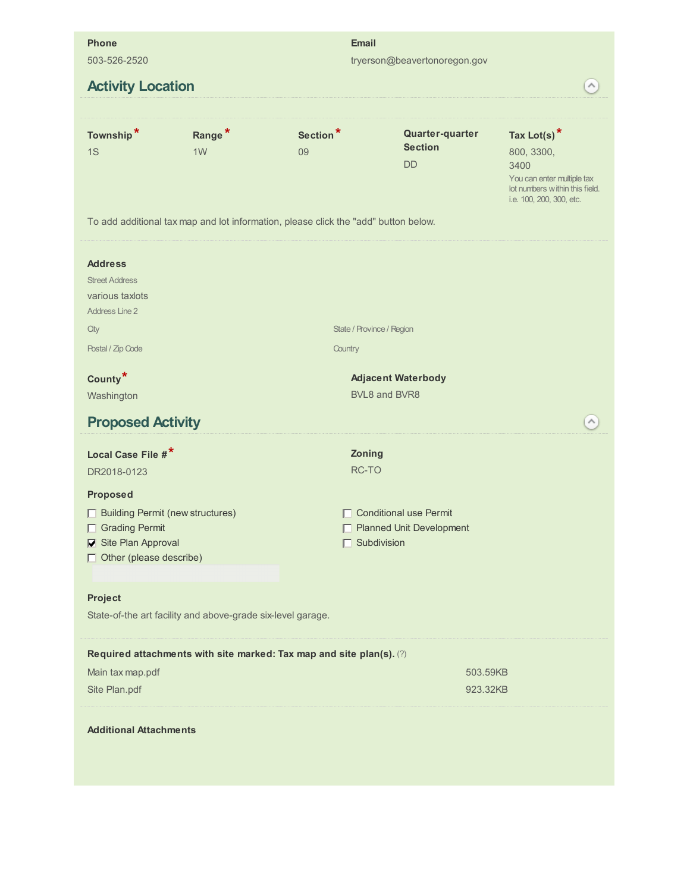**Phone**

503-526-2520

**Email**

tryerson@beavertonoregon.gov

## Activity Location

| Township* | Range* | Section* | Quarter-quarter Section | Tax Lot(s)* |
|---|---|---|---|---|
| 1S | 1W | 09 | DD | 800, 3300, 3400 |

You can enter multiple tax lot numbers within this field. i.e. 100, 200, 300, etc.

To add additional tax map and lot information, please click the "add" button below.

**Address**

Street Address

various taxlots

Address Line 2

City

State / Province / Region

Postal / Zip Code

Country

**County***

Washington

**Adjacent Waterbody**

BVL8 and BVR8

## Proposed Activity

**Local Case File #***

DR2018-0123

**Zoning**

RC-TO

**Proposed**

- ☐ Building Permit (new structures)
- ☐ Grading Permit
- ☑ Site Plan Approval
- ☐ Other (please describe)
- ☐ Conditional use Permit
- ☐ Planned Unit Development
- ☐ Subdivision

**Project**

State-of-the art facility and above-grade six-level garage.

**Required attachments with site marked: Tax map and site plan(s).** (?)

| | |
|---|---|
| Main tax map.pdf | 503.59KB |
| Site Plan.pdf | 923.32KB |

**Additional Attachments**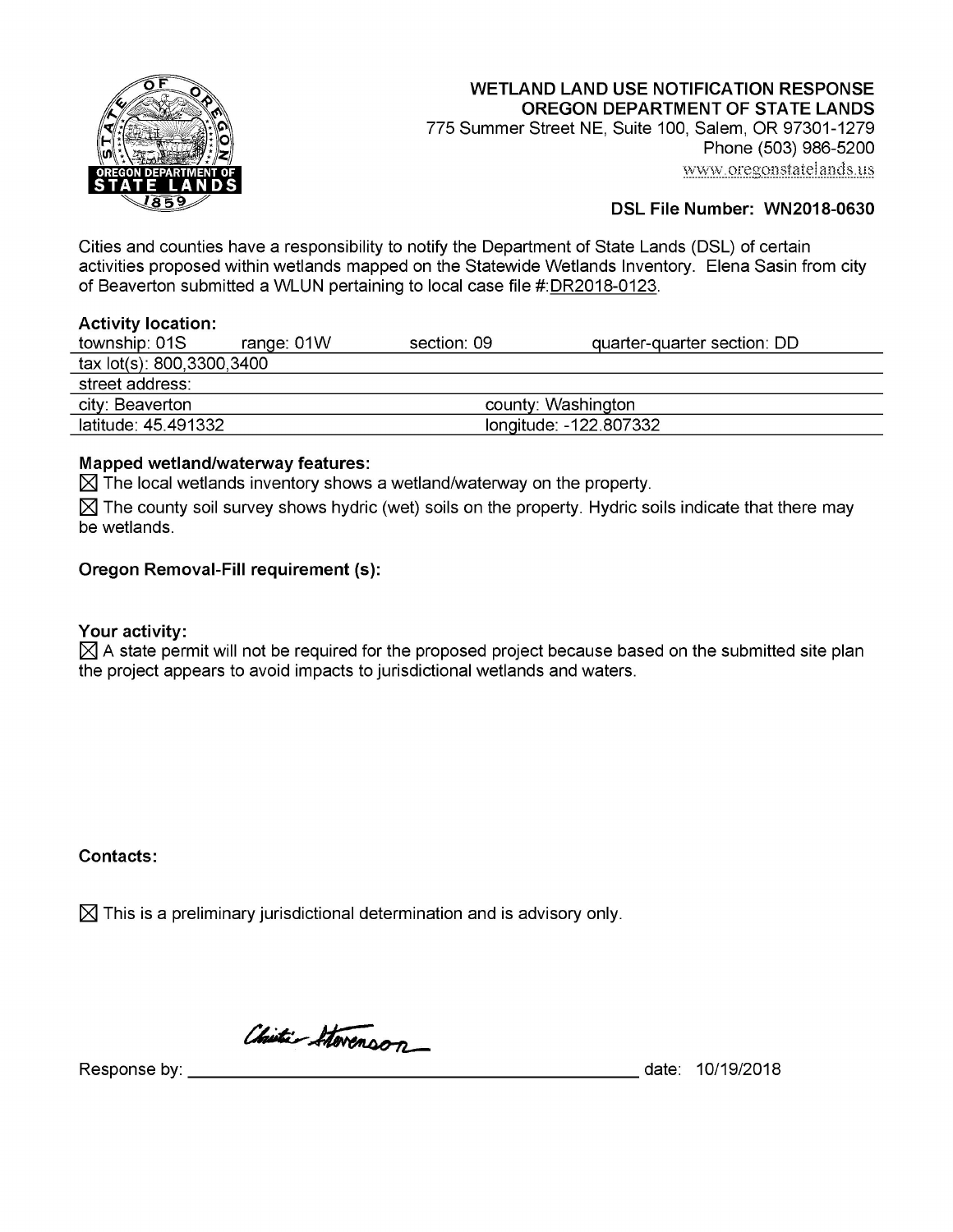# WETLAND LAND USE NOTIFICATION RESPONSE

**OREGON DEPARTMENT OF STATE LANDS**
775 Summer Street NE, Suite 100, Salem, OR 97301-1279
Phone (503) 986-5200
www.oregonstatelands.us

**DSL File Number: WN2018-0630**

Cities and counties have a responsibility to notify the Department of State Lands (DSL) of certain activities proposed within wetlands mapped on the Statewide Wetlands Inventory. Elena Sasin from city of Beaverton submitted a WLUN pertaining to local case file #:DR2018-0123.

**Activity location:**

| | | | |
|---|---|---|---|
| township: 01S | range: 01W | section: 09 | quarter-quarter section: DD |
| tax lot(s): 800,3300,3400 | | | |
| street address: | | | |
| city: Beaverton | | county: Washington | |
| latitude: 45.491332 | | longitude: -122.807332 | |

**Mapped wetland/waterway features:**

☒ The local wetlands inventory shows a wetland/waterway on the property.

☒ The county soil survey shows hydric (wet) soils on the property. Hydric soils indicate that there may be wetlands.

**Oregon Removal-Fill requirement (s):**

**Your activity:**

☒ A state permit will not be required for the proposed project because based on the submitted site plan the project appears to avoid impacts to jurisdictional wetlands and waters.

**Contacts:**

☒ This is a preliminary jurisdictional determination and is advisory only.

Response by: Christie Stevenson date: 10/19/2018